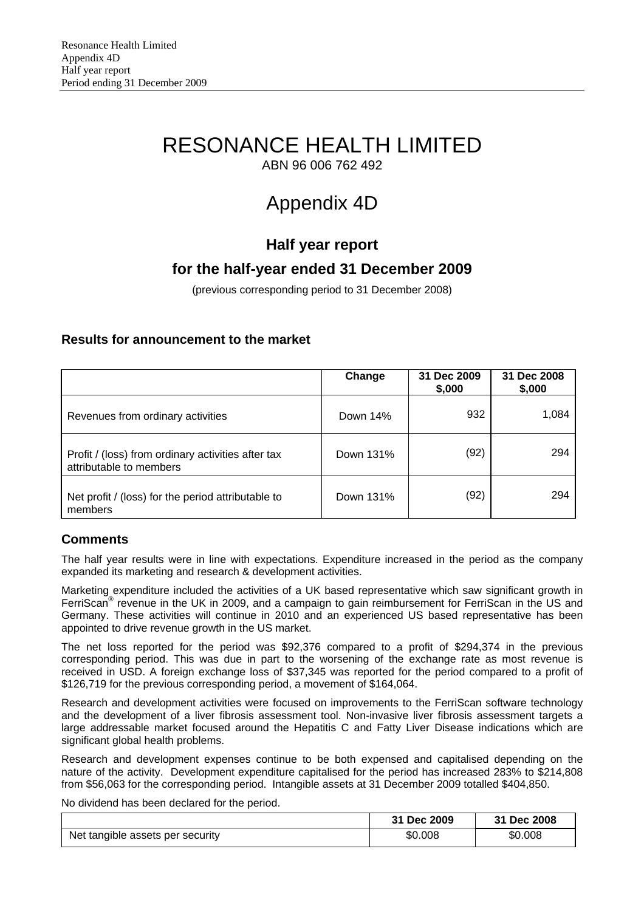# RESONANCE HEALTH LIMITED

ABN 96 006 762 492

# Appendix 4D

## Half year report

## for the half-year ended 31 December 2009

(previous corresponding period to 31 December 2008)

### Results for announcement to the market

| | Change | 31 Dec 2009 $,000 | 31 Dec 2008 $,000 |
|---|---|---|---|
| Revenues from ordinary activities | Down 14% | 932 | 1,084 |
| Profit / (loss) from ordinary activities after tax attributable to members | Down 131% | (92) | 294 |
| Net profit / (loss) for the period attributable to members | Down 131% | (92) | 294 |

### Comments

The half year results were in line with expectations. Expenditure increased in the period as the company expanded its marketing and research & development activities.

Marketing expenditure included the activities of a UK based representative which saw significant growth in FerriScan® revenue in the UK in 2009, and a campaign to gain reimbursement for FerriScan in the US and Germany. These activities will continue in 2010 and an experienced US based representative has been appointed to drive revenue growth in the US market.

The net loss reported for the period was $92,376 compared to a profit of $294,374 in the previous corresponding period. This was due in part to the worsening of the exchange rate as most revenue is received in USD. A foreign exchange loss of $37,345 was reported for the period compared to a profit of $126,719 for the previous corresponding period, a movement of $164,064.

Research and development activities were focused on improvements to the FerriScan software technology and the development of a liver fibrosis assessment tool. Non-invasive liver fibrosis assessment targets a large addressable market focused around the Hepatitis C and Fatty Liver Disease indications which are significant global health problems.

Research and development expenses continue to be both expensed and capitalised depending on the nature of the activity. Development expenditure capitalised for the period has increased 283% to $214,808 from $56,063 for the corresponding period. Intangible assets at 31 December 2009 totalled $404,850.

No dividend has been declared for the period.

| | 31 Dec 2009 | 31 Dec 2008 |
|---|---|---|
| Net tangible assets per security | $0.008 | $0.008 |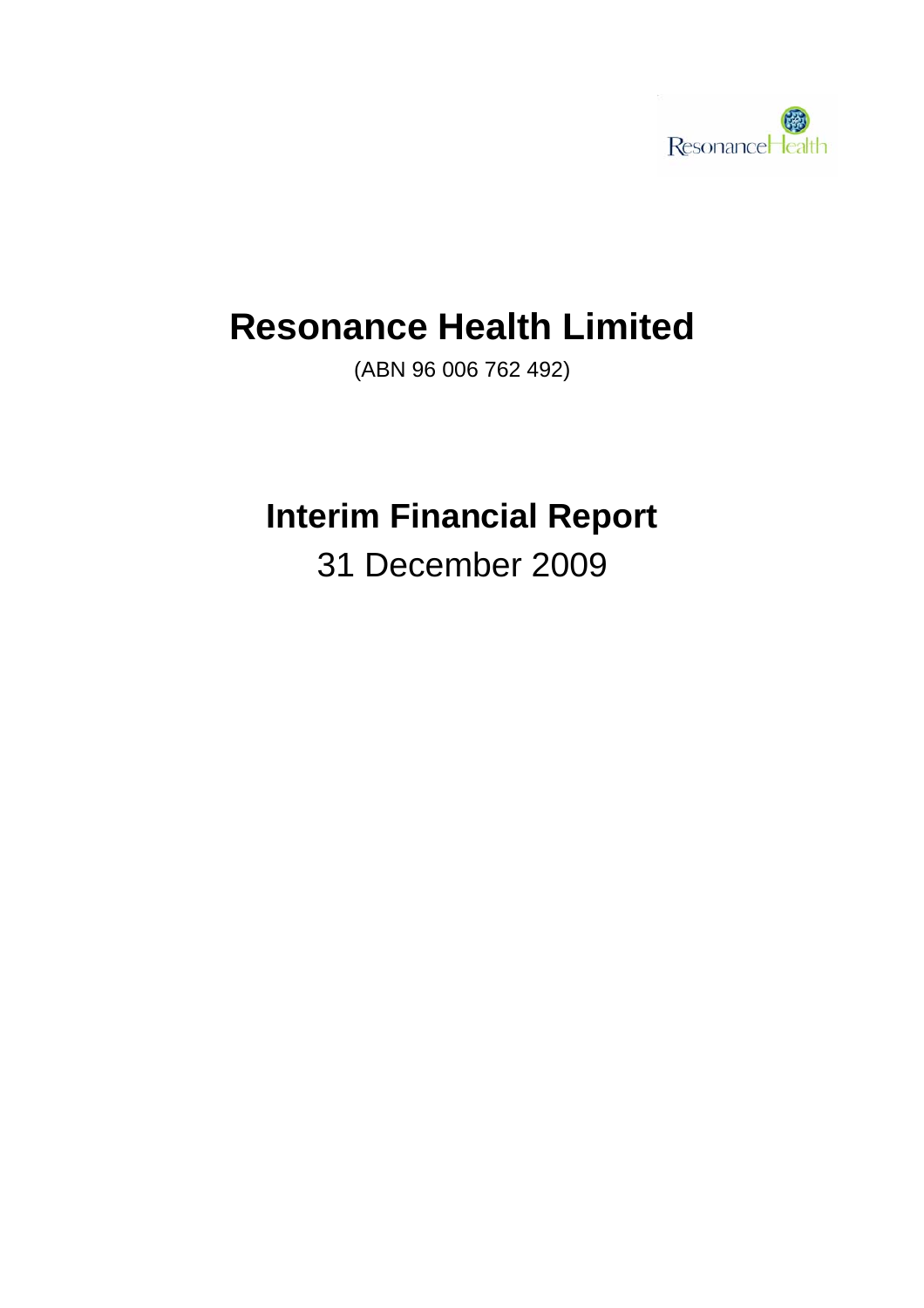# Resonance Health Limited

(ABN 96 006 762 492)

# Interim Financial Report

31 December 2009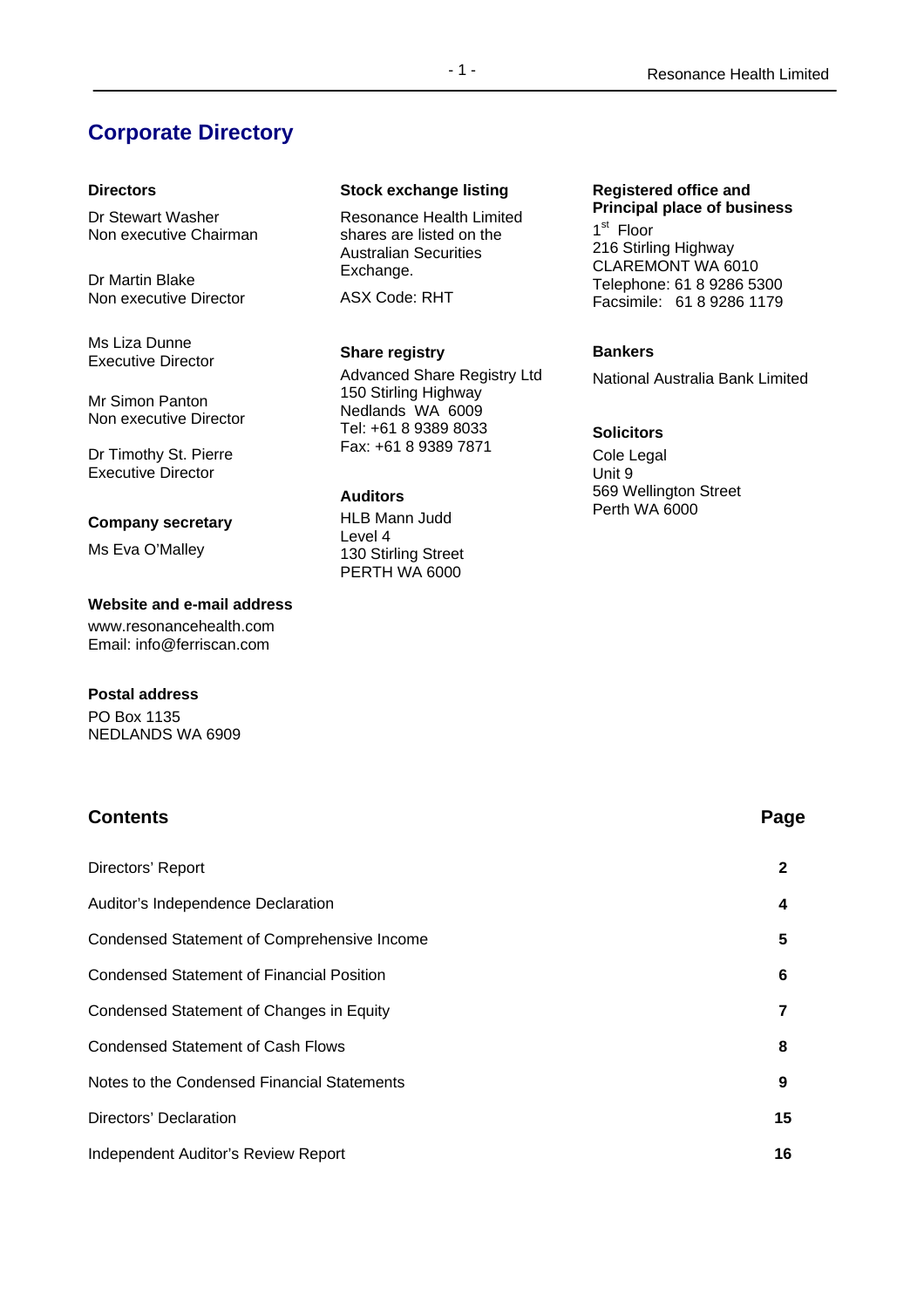# Corporate Directory

**Directors**

Dr Stewart Washer
Non executive Chairman

Dr Martin Blake
Non executive Director

Ms Liza Dunne
Executive Director

Mr Simon Panton
Non executive Director

Dr Timothy St. Pierre
Executive Director

**Company secretary**

Ms Eva O'Malley

**Website and e-mail address**

www.resonancehealth.com
Email: info@ferriscan.com

**Postal address**

PO Box 1135
NEDLANDS WA 6909

**Stock exchange listing**

Resonance Health Limited shares are listed on the Australian Securities Exchange.

ASX Code: RHT

**Share registry**

Advanced Share Registry Ltd
150 Stirling Highway
Nedlands WA 6009
Tel: +61 8 9389 8033
Fax: +61 8 9389 7871

**Auditors**

HLB Mann Judd
Level 4
130 Stirling Street
PERTH WA 6000

**Registered office and Principal place of business**

1st Floor
216 Stirling Highway
CLAREMONT WA 6010
Telephone: 61 8 9286 5300
Facsimile: 61 8 9286 1179

**Bankers**

National Australia Bank Limited

**Solicitors**

Cole Legal
Unit 9
569 Wellington Street
Perth WA 6000

## Contents

| Contents | Page |
|---|---|
| Directors' Report | 2 |
| Auditor's Independence Declaration | 4 |
| Condensed Statement of Comprehensive Income | 5 |
| Condensed Statement of Financial Position | 6 |
| Condensed Statement of Changes in Equity | 7 |
| Condensed Statement of Cash Flows | 8 |
| Notes to the Condensed Financial Statements | 9 |
| Directors' Declaration | 15 |
| Independent Auditor's Review Report | 16 |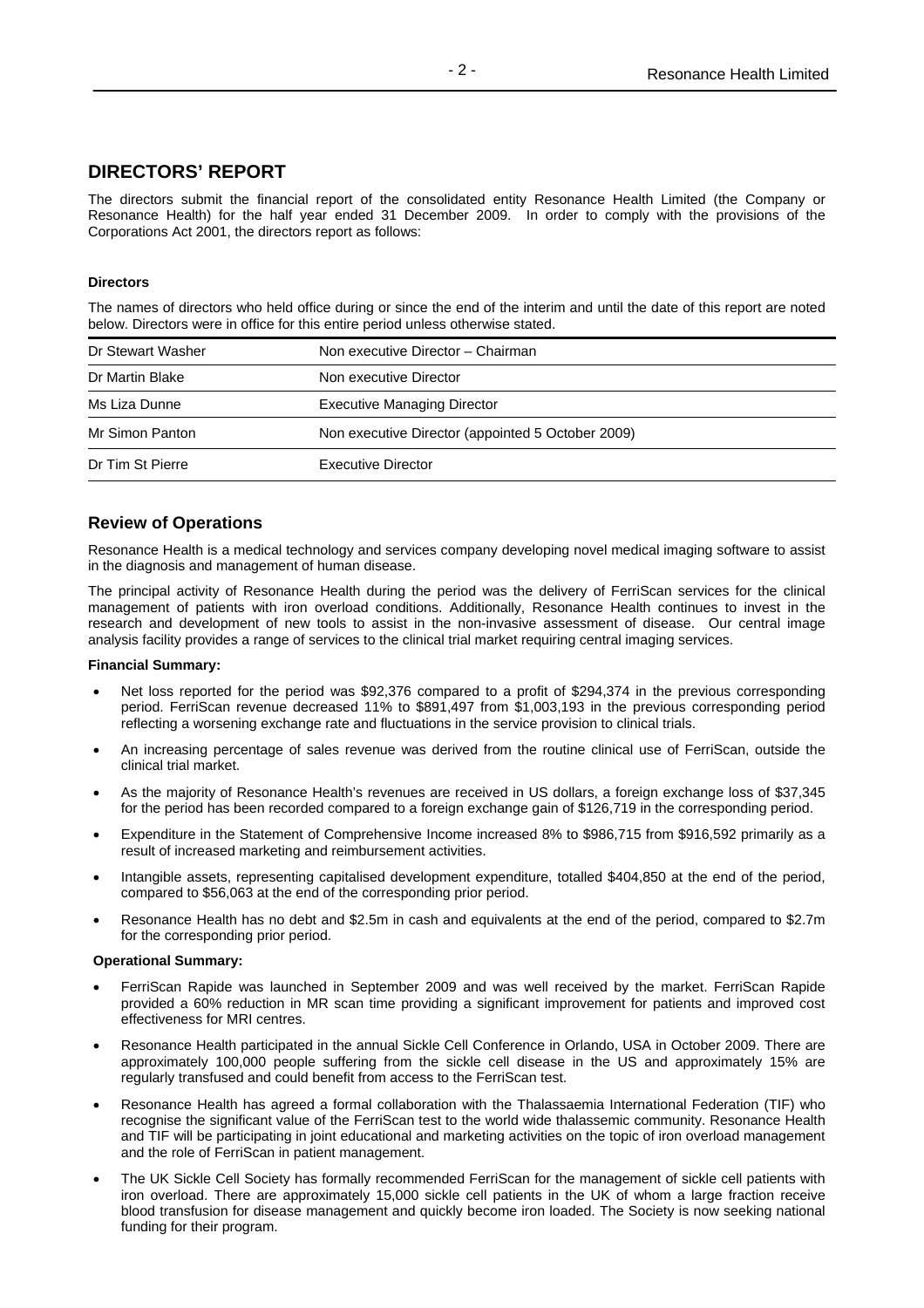# DIRECTORS' REPORT

The directors submit the financial report of the consolidated entity Resonance Health Limited (the Company or Resonance Health) for the half year ended 31 December 2009. In order to comply with the provisions of the Corporations Act 2001, the directors report as follows:

**Directors**

The names of directors who held office during or since the end of the interim and until the date of this report are noted below. Directors were in office for this entire period unless otherwise stated.

| | |
|---|---|
| Dr Stewart Washer | Non executive Director – Chairman |
| Dr Martin Blake | Non executive Director |
| Ms Liza Dunne | Executive Managing Director |
| Mr Simon Panton | Non executive Director (appointed 5 October 2009) |
| Dr Tim St Pierre | Executive Director |

## Review of Operations

Resonance Health is a medical technology and services company developing novel medical imaging software to assist in the diagnosis and management of human disease.

The principal activity of Resonance Health during the period was the delivery of FerriScan services for the clinical management of patients with iron overload conditions. Additionally, Resonance Health continues to invest in the research and development of new tools to assist in the non-invasive assessment of disease. Our central image analysis facility provides a range of services to the clinical trial market requiring central imaging services.

**Financial Summary:**

- Net loss reported for the period was $92,376 compared to a profit of $294,374 in the previous corresponding period. FerriScan revenue decreased 11% to $891,497 from $1,003,193 in the previous corresponding period reflecting a worsening exchange rate and fluctuations in the service provision to clinical trials.
- An increasing percentage of sales revenue was derived from the routine clinical use of FerriScan, outside the clinical trial market.
- As the majority of Resonance Health's revenues are received in US dollars, a foreign exchange loss of $37,345 for the period has been recorded compared to a foreign exchange gain of $126,719 in the corresponding period.
- Expenditure in the Statement of Comprehensive Income increased 8% to $986,715 from $916,592 primarily as a result of increased marketing and reimbursement activities.
- Intangible assets, representing capitalised development expenditure, totalled $404,850 at the end of the period, compared to $56,063 at the end of the corresponding prior period.
- Resonance Health has no debt and $2.5m in cash and equivalents at the end of the period, compared to $2.7m for the corresponding prior period.

**Operational Summary:**

- FerriScan Rapide was launched in September 2009 and was well received by the market. FerriScan Rapide provided a 60% reduction in MR scan time providing a significant improvement for patients and improved cost effectiveness for MRI centres.
- Resonance Health participated in the annual Sickle Cell Conference in Orlando, USA in October 2009. There are approximately 100,000 people suffering from the sickle cell disease in the US and approximately 15% are regularly transfused and could benefit from access to the FerriScan test.
- Resonance Health has agreed a formal collaboration with the Thalassaemia International Federation (TIF) who recognise the significant value of the FerriScan test to the world wide thalassemic community. Resonance Health and TIF will be participating in joint educational and marketing activities on the topic of iron overload management and the role of FerriScan in patient management.
- The UK Sickle Cell Society has formally recommended FerriScan for the management of sickle cell patients with iron overload. There are approximately 15,000 sickle cell patients in the UK of whom a large fraction receive blood transfusion for disease management and quickly become iron loaded. The Society is now seeking national funding for their program.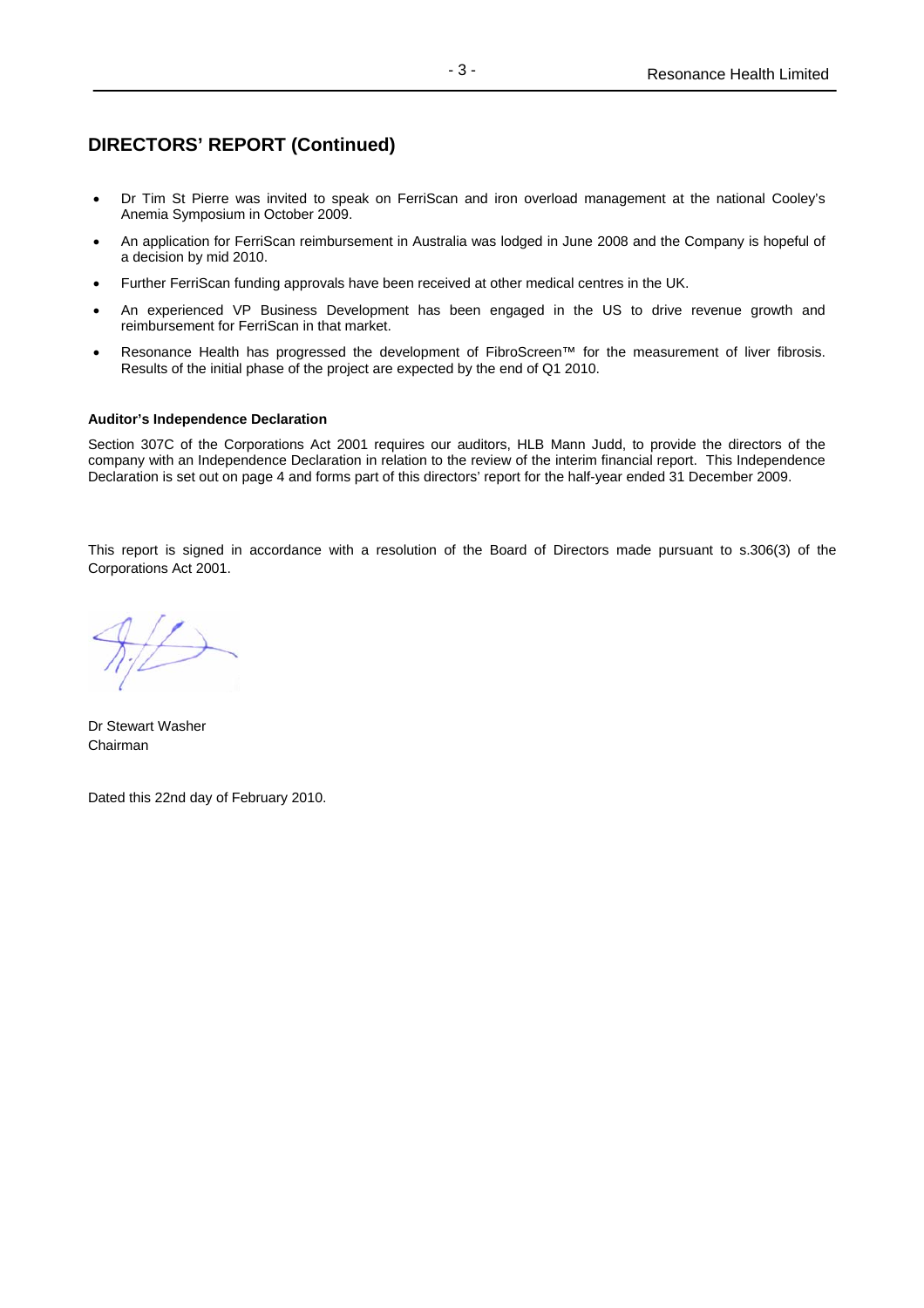## DIRECTORS' REPORT (Continued)

- Dr Tim St Pierre was invited to speak on FerriScan and iron overload management at the national Cooley's Anemia Symposium in October 2009.
- An application for FerriScan reimbursement in Australia was lodged in June 2008 and the Company is hopeful of a decision by mid 2010.
- Further FerriScan funding approvals have been received at other medical centres in the UK.
- An experienced VP Business Development has been engaged in the US to drive revenue growth and reimbursement for FerriScan in that market.
- Resonance Health has progressed the development of FibroScreen™ for the measurement of liver fibrosis. Results of the initial phase of the project are expected by the end of Q1 2010.

**Auditor's Independence Declaration**

Section 307C of the Corporations Act 2001 requires our auditors, HLB Mann Judd, to provide the directors of the company with an Independence Declaration in relation to the review of the interim financial report. This Independence Declaration is set out on page 4 and forms part of this directors' report for the half-year ended 31 December 2009.

This report is signed in accordance with a resolution of the Board of Directors made pursuant to s.306(3) of the Corporations Act 2001.

Dr Stewart Washer
Chairman

Dated this 22nd day of February 2010.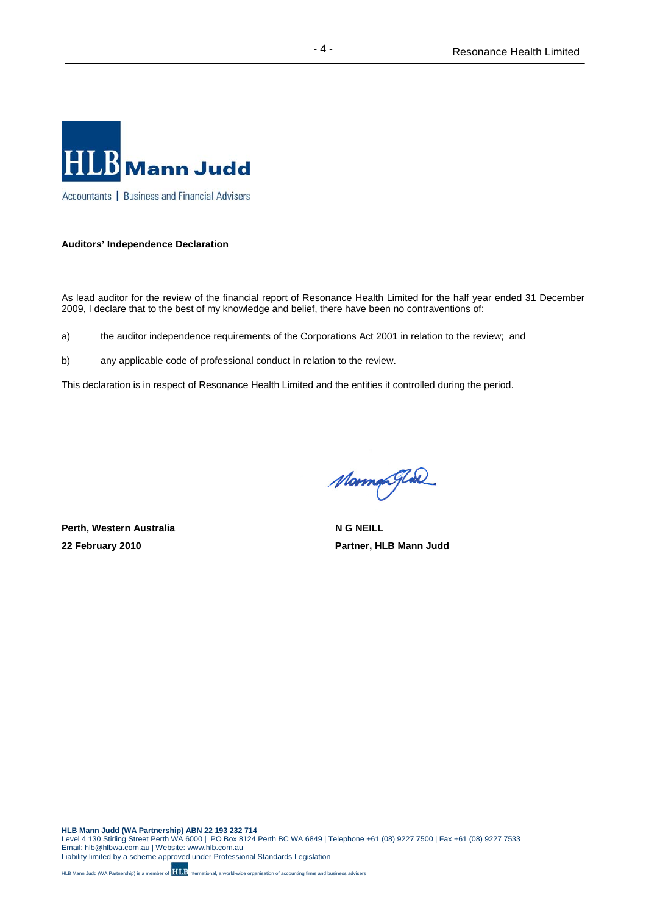**HLB Mann Judd**

Accountants | Business and Financial Advisers

**Auditors' Independence Declaration**

As lead auditor for the review of the financial report of Resonance Health Limited for the half year ended 31 December 2009, I declare that to the best of my knowledge and belief, there have been no contraventions of:

a) the auditor independence requirements of the Corporations Act 2001 in relation to the review; and

b) any applicable code of professional conduct in relation to the review.

This declaration is in respect of Resonance Health Limited and the entities it controlled during the period.

**Perth, Western Australia**
**22 February 2010**

**N G NEILL**
**Partner, HLB Mann Judd**

**HLB Mann Judd (WA Partnership) ABN 22 193 232 714**
Level 4 130 Stirling Street Perth WA 6000 | PO Box 8124 Perth BC WA 6849 | Telephone +61 (08) 9227 7500 | Fax +61 (08) 9227 7533
Email: hlb@hlbwa.com.au | Website: www.hlb.com.au
Liability limited by a scheme approved under Professional Standards Legislation

HLB Mann Judd (WA Partnership) is a member of HLB International, a world-wide organisation of accounting firms and business advisers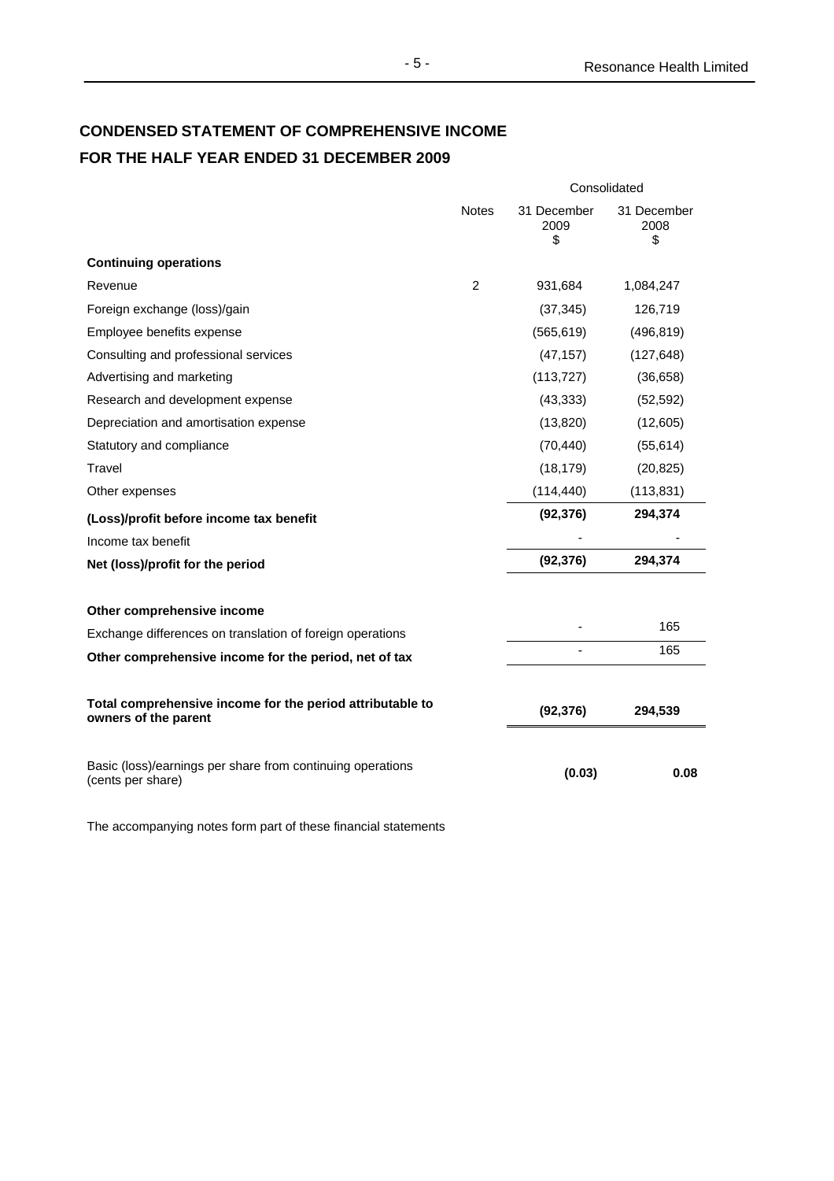## CONDENSED STATEMENT OF COMPREHENSIVE INCOME
## FOR THE HALF YEAR ENDED 31 DECEMBER 2009

| | Notes | Consolidated | |
|---|---|---|---|
| | | 31 December 2009 $ | 31 December 2008 $ |
| **Continuing operations** | | | |
| Revenue | 2 | 931,684 | 1,084,247 |
| Foreign exchange (loss)/gain | | (37,345) | 126,719 |
| Employee benefits expense | | (565,619) | (496,819) |
| Consulting and professional services | | (47,157) | (127,648) |
| Advertising and marketing | | (113,727) | (36,658) |
| Research and development expense | | (43,333) | (52,592) |
| Depreciation and amortisation expense | | (13,820) | (12,605) |
| Statutory and compliance | | (70,440) | (55,614) |
| Travel | | (18,179) | (20,825) |
| Other expenses | | (114,440) | (113,831) |
| **(Loss)/profit before income tax benefit** | | **(92,376)** | **294,374** |
| Income tax benefit | | - | - |
| **Net (loss)/profit for the period** | | **(92,376)** | **294,374** |
| | | | |
| **Other comprehensive income** | | | |
| Exchange differences on translation of foreign operations | | - | 165 |
| **Other comprehensive income for the period, net of tax** | | - | 165 |
| | | | |
| **Total comprehensive income for the period attributable to owners of the parent** | | **(92,376)** | **294,539** |
| | | | |
| Basic (loss)/earnings per share from continuing operations (cents per share) | | **(0.03)** | **0.08** |

The accompanying notes form part of these financial statements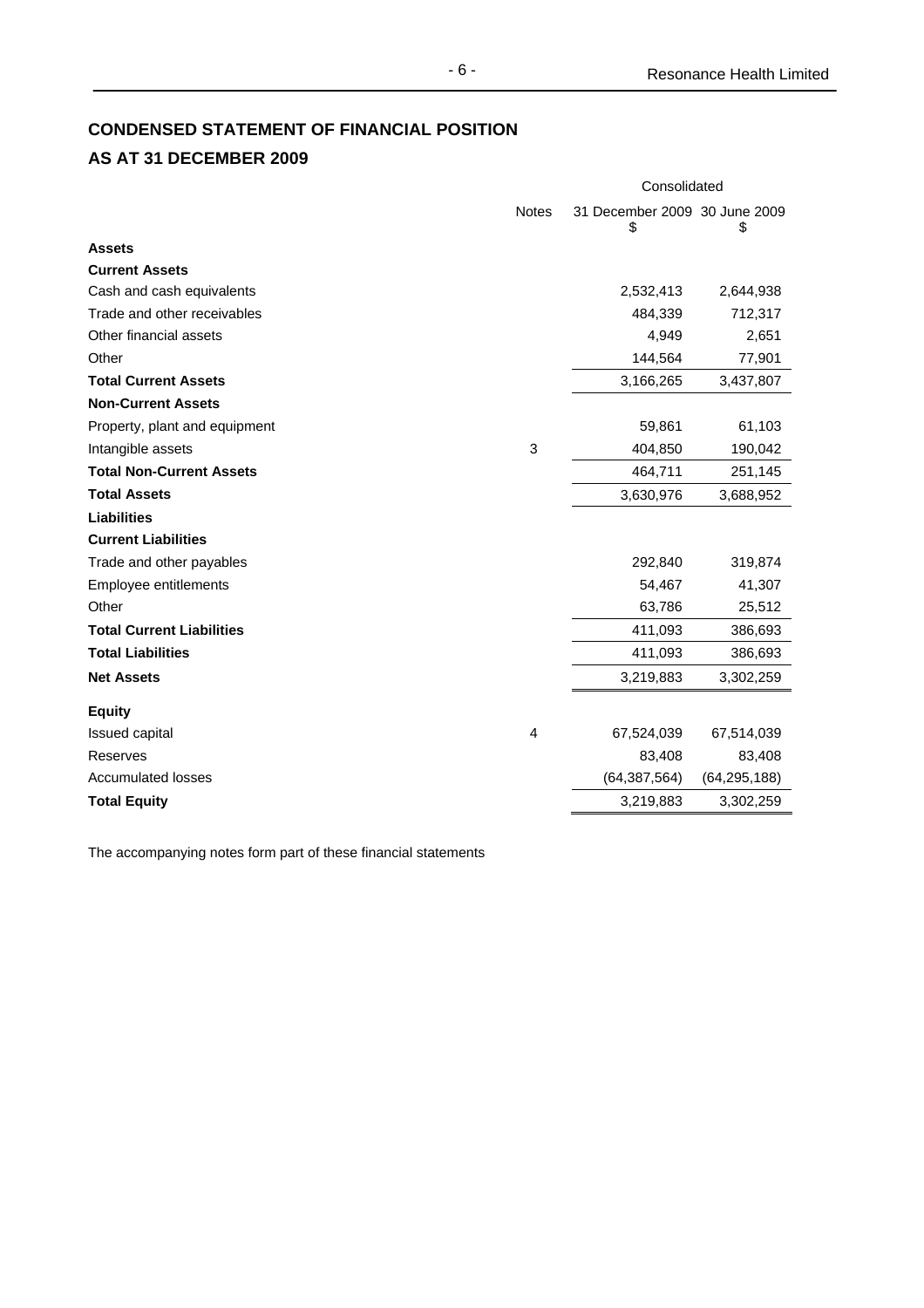## CONDENSED STATEMENT OF FINANCIAL POSITION
## AS AT 31 DECEMBER 2009

| | Notes | Consolidated | |
|---|---|---|---|
| | | 31 December 2009 $ | 30 June 2009 $ |
| **Assets** | | | |
| **Current Assets** | | | |
| Cash and cash equivalents | | 2,532,413 | 2,644,938 |
| Trade and other receivables | | 484,339 | 712,317 |
| Other financial assets | | 4,949 | 2,651 |
| Other | | 144,564 | 77,901 |
| **Total Current Assets** | | 3,166,265 | 3,437,807 |
| **Non-Current Assets** | | | |
| Property, plant and equipment | | 59,861 | 61,103 |
| Intangible assets | 3 | 404,850 | 190,042 |
| **Total Non-Current Assets** | | 464,711 | 251,145 |
| **Total Assets** | | 3,630,976 | 3,688,952 |
| **Liabilities** | | | |
| **Current Liabilities** | | | |
| Trade and other payables | | 292,840 | 319,874 |
| Employee entitlements | | 54,467 | 41,307 |
| Other | | 63,786 | 25,512 |
| **Total Current Liabilities** | | 411,093 | 386,693 |
| **Total Liabilities** | | 411,093 | 386,693 |
| **Net Assets** | | 3,219,883 | 3,302,259 |
| **Equity** | | | |
| Issued capital | 4 | 67,524,039 | 67,514,039 |
| Reserves | | 83,408 | 83,408 |
| Accumulated losses | | (64,387,564) | (64,295,188) |
| **Total Equity** | | 3,219,883 | 3,302,259 |

The accompanying notes form part of these financial statements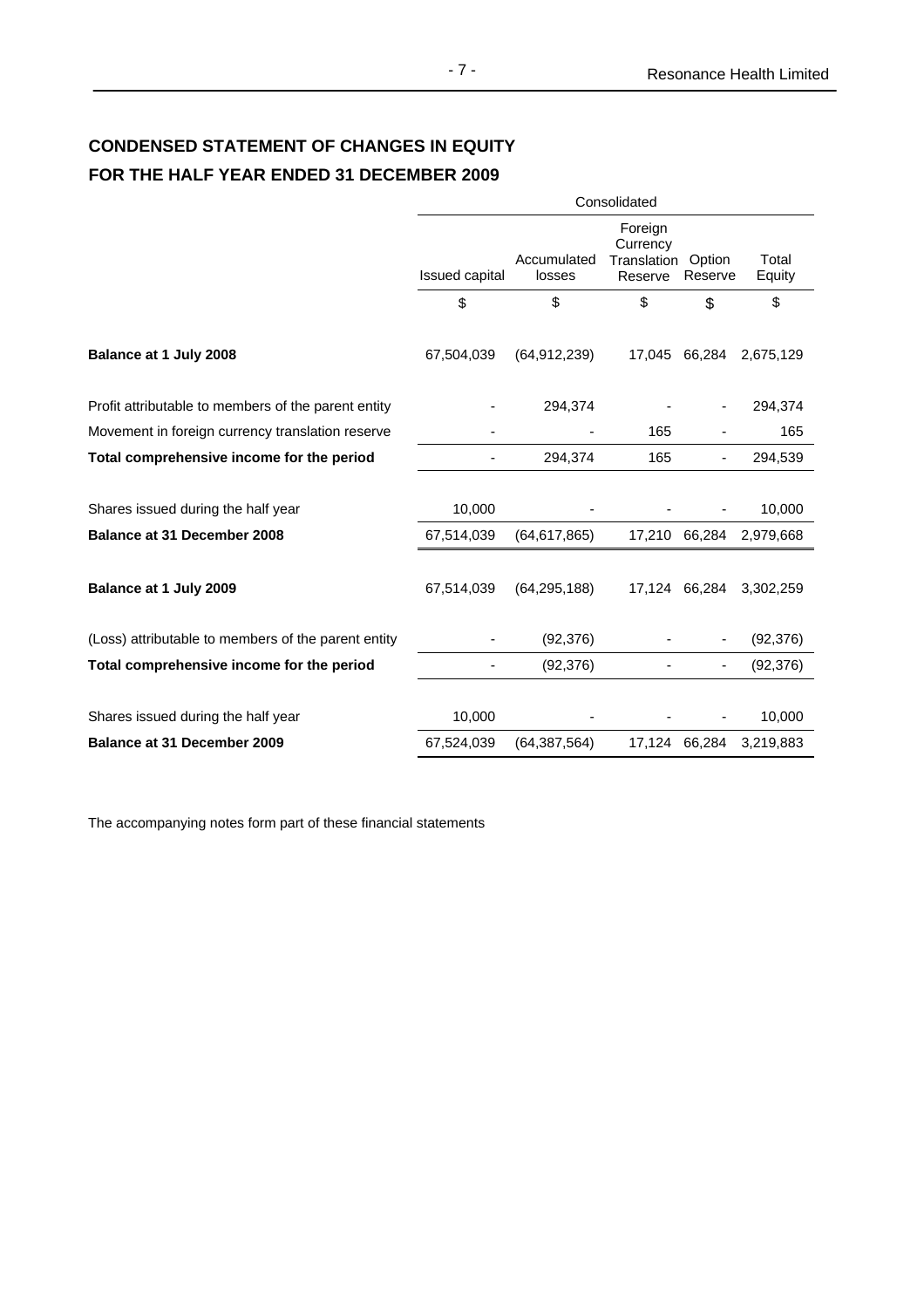## CONDENSED STATEMENT OF CHANGES IN EQUITY
## FOR THE HALF YEAR ENDED 31 DECEMBER 2009

| | Consolidated | | | | |
|---|---|---|---|---|---|
| | Issued capital | Accumulated losses | Foreign Currency Translation Reserve | Option Reserve | Total Equity |
| | $ | $ | $ | $ | $ |
| **Balance at 1 July 2008** | 67,504,039 | (64,912,239) | 17,045 | 66,284 | 2,675,129 |
| Profit attributable to members of the parent entity | - | 294,374 | - | - | 294,374 |
| Movement in foreign currency translation reserve | - | - | 165 | - | 165 |
| **Total comprehensive income for the period** | - | 294,374 | 165 | - | 294,539 |
| Shares issued during the half year | 10,000 | - | - | - | 10,000 |
| **Balance at 31 December 2008** | 67,514,039 | (64,617,865) | 17,210 | 66,284 | 2,979,668 |
| **Balance at 1 July 2009** | 67,514,039 | (64,295,188) | 17,124 | 66,284 | 3,302,259 |
| (Loss) attributable to members of the parent entity | - | (92,376) | - | - | (92,376) |
| **Total comprehensive income for the period** | - | (92,376) | - | - | (92,376) |
| Shares issued during the half year | 10,000 | - | - | - | 10,000 |
| **Balance at 31 December 2009** | 67,524,039 | (64,387,564) | 17,124 | 66,284 | 3,219,883 |

The accompanying notes form part of these financial statements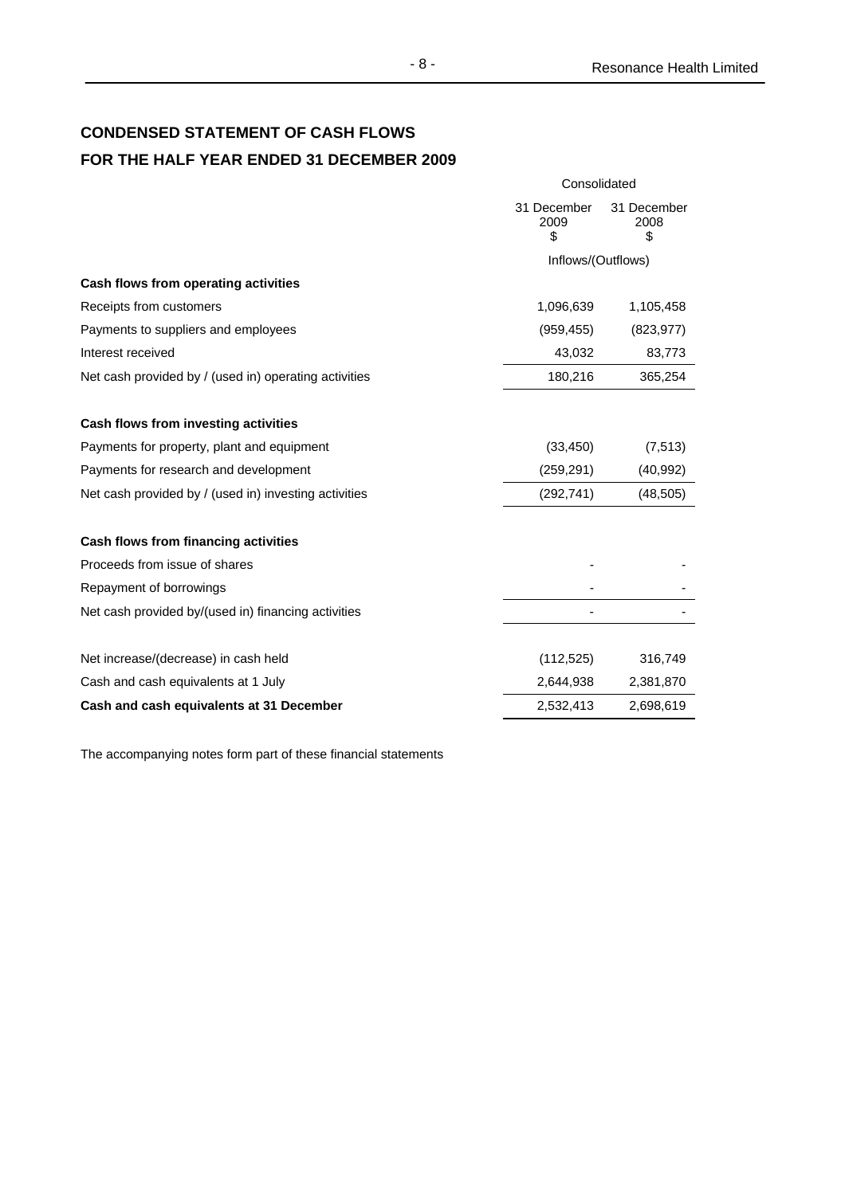## CONDENSED STATEMENT OF CASH FLOWS
## FOR THE HALF YEAR ENDED 31 DECEMBER 2009

| | Consolidated | |
|---|---|---|
| | 31 December 2009 $ | 31 December 2008 $ |
| | Inflows/(Outflows) | |
| **Cash flows from operating activities** | | |
| Receipts from customers | 1,096,639 | 1,105,458 |
| Payments to suppliers and employees | (959,455) | (823,977) |
| Interest received | 43,032 | 83,773 |
| Net cash provided by / (used in) operating activities | 180,216 | 365,254 |
| | | |
| **Cash flows from investing activities** | | |
| Payments for property, plant and equipment | (33,450) | (7,513) |
| Payments for research and development | (259,291) | (40,992) |
| Net cash provided by / (used in) investing activities | (292,741) | (48,505) |
| | | |
| **Cash flows from financing activities** | | |
| Proceeds from issue of shares | - | - |
| Repayment of borrowings | - | - |
| Net cash provided by/(used in) financing activities | - | - |
| | | |
| Net increase/(decrease) in cash held | (112,525) | 316,749 |
| Cash and cash equivalents at 1 July | 2,644,938 | 2,381,870 |
| **Cash and cash equivalents at 31 December** | 2,532,413 | 2,698,619 |

The accompanying notes form part of these financial statements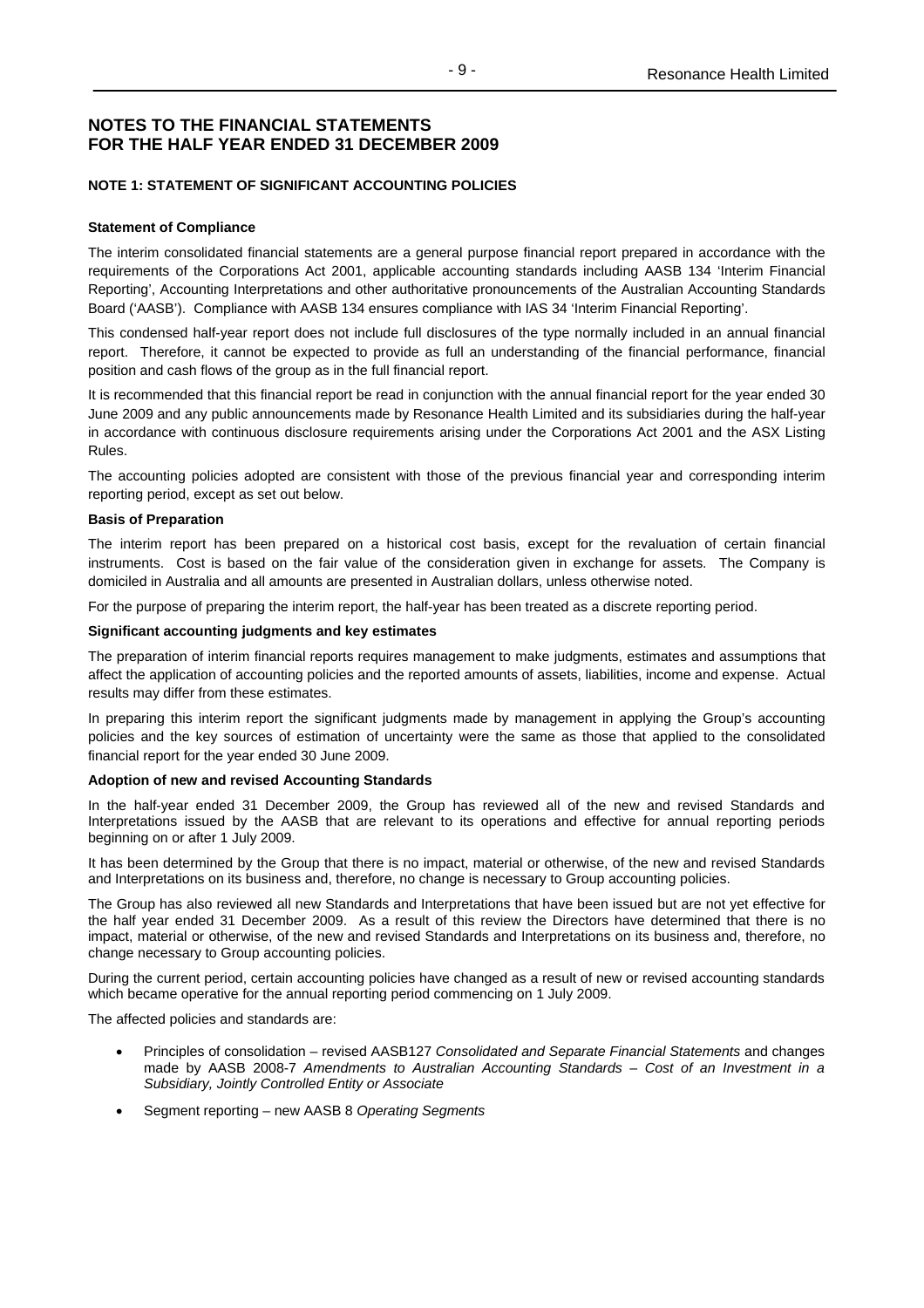# NOTES TO THE FINANCIAL STATEMENTS FOR THE HALF YEAR ENDED 31 DECEMBER 2009

## NOTE 1: STATEMENT OF SIGNIFICANT ACCOUNTING POLICIES

### Statement of Compliance

The interim consolidated financial statements are a general purpose financial report prepared in accordance with the requirements of the Corporations Act 2001, applicable accounting standards including AASB 134 'Interim Financial Reporting', Accounting Interpretations and other authoritative pronouncements of the Australian Accounting Standards Board ('AASB'). Compliance with AASB 134 ensures compliance with IAS 34 'Interim Financial Reporting'.

This condensed half-year report does not include full disclosures of the type normally included in an annual financial report. Therefore, it cannot be expected to provide as full an understanding of the financial performance, financial position and cash flows of the group as in the full financial report.

It is recommended that this financial report be read in conjunction with the annual financial report for the year ended 30 June 2009 and any public announcements made by Resonance Health Limited and its subsidiaries during the half-year in accordance with continuous disclosure requirements arising under the Corporations Act 2001 and the ASX Listing Rules.

The accounting policies adopted are consistent with those of the previous financial year and corresponding interim reporting period, except as set out below.

### Basis of Preparation

The interim report has been prepared on a historical cost basis, except for the revaluation of certain financial instruments. Cost is based on the fair value of the consideration given in exchange for assets. The Company is domiciled in Australia and all amounts are presented in Australian dollars, unless otherwise noted.

For the purpose of preparing the interim report, the half-year has been treated as a discrete reporting period.

### Significant accounting judgments and key estimates

The preparation of interim financial reports requires management to make judgments, estimates and assumptions that affect the application of accounting policies and the reported amounts of assets, liabilities, income and expense. Actual results may differ from these estimates.

In preparing this interim report the significant judgments made by management in applying the Group's accounting policies and the key sources of estimation of uncertainty were the same as those that applied to the consolidated financial report for the year ended 30 June 2009.

### Adoption of new and revised Accounting Standards

In the half-year ended 31 December 2009, the Group has reviewed all of the new and revised Standards and Interpretations issued by the AASB that are relevant to its operations and effective for annual reporting periods beginning on or after 1 July 2009.

It has been determined by the Group that there is no impact, material or otherwise, of the new and revised Standards and Interpretations on its business and, therefore, no change is necessary to Group accounting policies.

The Group has also reviewed all new Standards and Interpretations that have been issued but are not yet effective for the half year ended 31 December 2009. As a result of this review the Directors have determined that there is no impact, material or otherwise, of the new and revised Standards and Interpretations on its business and, therefore, no change necessary to Group accounting policies.

During the current period, certain accounting policies have changed as a result of new or revised accounting standards which became operative for the annual reporting period commencing on 1 July 2009.

The affected policies and standards are:

- Principles of consolidation – revised AASB127 *Consolidated and Separate Financial Statements* and changes made by AASB 2008-7 *Amendments to Australian Accounting Standards – Cost of an Investment in a Subsidiary, Jointly Controlled Entity or Associate*
- Segment reporting – new AASB 8 *Operating Segments*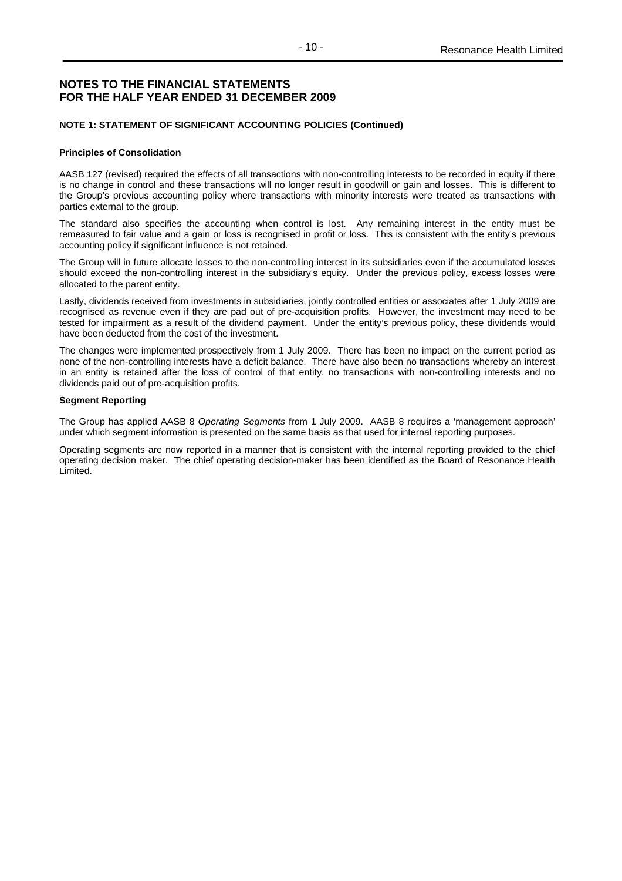# NOTES TO THE FINANCIAL STATEMENTS
# FOR THE HALF YEAR ENDED 31 DECEMBER 2009

### NOTE 1: STATEMENT OF SIGNIFICANT ACCOUNTING POLICIES (Continued)

**Principles of Consolidation**

AASB 127 (revised) required the effects of all transactions with non-controlling interests to be recorded in equity if there is no change in control and these transactions will no longer result in goodwill or gain and losses. This is different to the Group's previous accounting policy where transactions with minority interests were treated as transactions with parties external to the group.

The standard also specifies the accounting when control is lost. Any remaining interest in the entity must be remeasured to fair value and a gain or loss is recognised in profit or loss. This is consistent with the entity's previous accounting policy if significant influence is not retained.

The Group will in future allocate losses to the non-controlling interest in its subsidiaries even if the accumulated losses should exceed the non-controlling interest in the subsidiary's equity. Under the previous policy, excess losses were allocated to the parent entity.

Lastly, dividends received from investments in subsidiaries, jointly controlled entities or associates after 1 July 2009 are recognised as revenue even if they are pad out of pre-acquisition profits. However, the investment may need to be tested for impairment as a result of the dividend payment. Under the entity's previous policy, these dividends would have been deducted from the cost of the investment.

The changes were implemented prospectively from 1 July 2009. There has been no impact on the current period as none of the non-controlling interests have a deficit balance. There have also been no transactions whereby an interest in an entity is retained after the loss of control of that entity, no transactions with non-controlling interests and no dividends paid out of pre-acquisition profits.

**Segment Reporting**

The Group has applied AASB 8 *Operating Segments* from 1 July 2009. AASB 8 requires a 'management approach' under which segment information is presented on the same basis as that used for internal reporting purposes.

Operating segments are now reported in a manner that is consistent with the internal reporting provided to the chief operating decision maker. The chief operating decision-maker has been identified as the Board of Resonance Health Limited.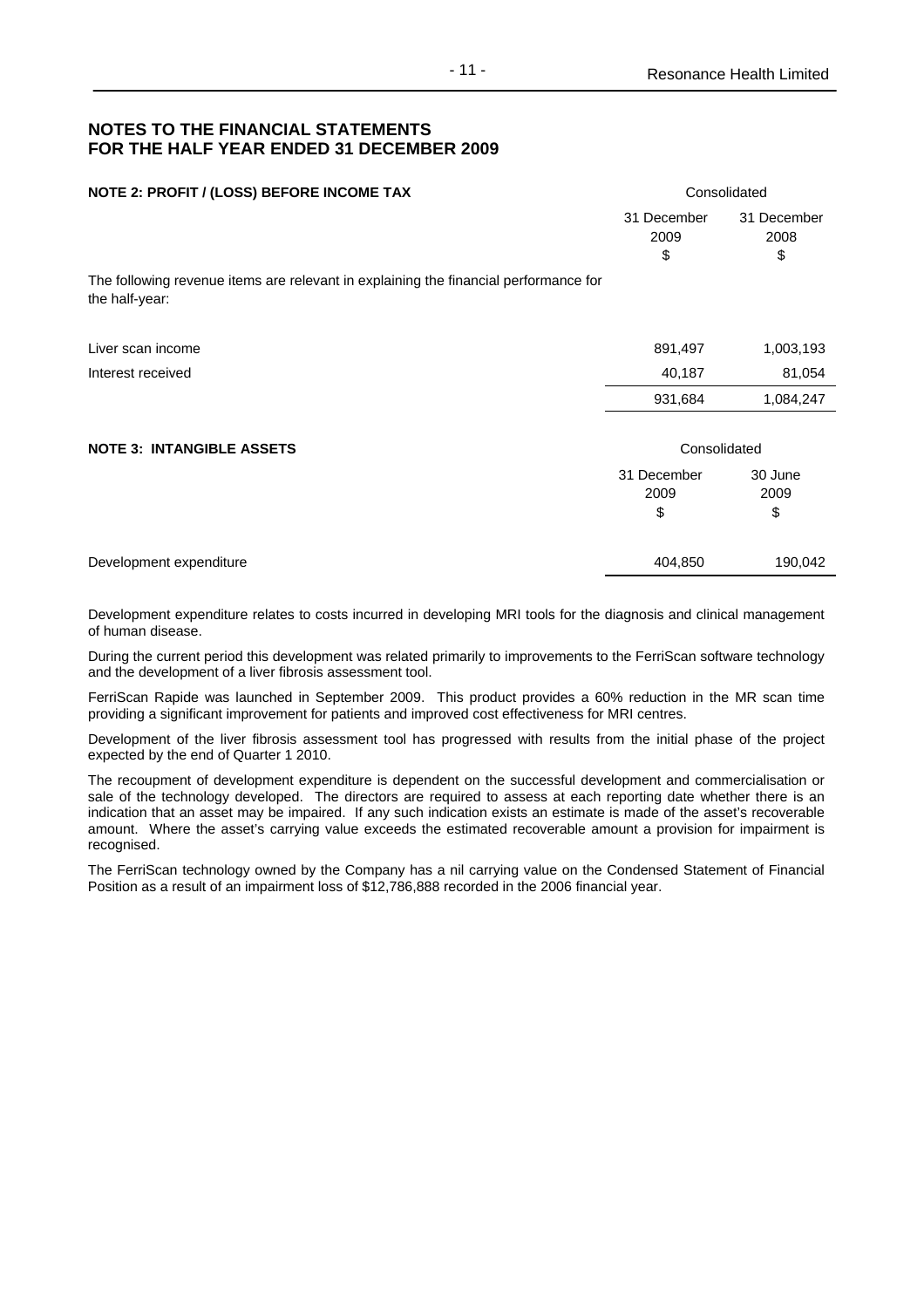# NOTES TO THE FINANCIAL STATEMENTS FOR THE HALF YEAR ENDED 31 DECEMBER 2009

## NOTE 2: PROFIT / (LOSS) BEFORE INCOME TAX

| | Consolidated | |
|---|---|---|
| | 31 December 2009 $ | 31 December 2008 $ |
| The following revenue items are relevant in explaining the financial performance for the half-year: | | |
| Liver scan income | 891,497 | 1,003,193 |
| Interest received | 40,187 | 81,054 |
| | 931,684 | 1,084,247 |

## NOTE 3: INTANGIBLE ASSETS

| | Consolidated | |
|---|---|---|
| | 31 December 2009 $ | 30 June 2009 $ |
| Development expenditure | 404,850 | 190,042 |

Development expenditure relates to costs incurred in developing MRI tools for the diagnosis and clinical management of human disease.

During the current period this development was related primarily to improvements to the FerriScan software technology and the development of a liver fibrosis assessment tool.

FerriScan Rapide was launched in September 2009. This product provides a 60% reduction in the MR scan time providing a significant improvement for patients and improved cost effectiveness for MRI centres.

Development of the liver fibrosis assessment tool has progressed with results from the initial phase of the project expected by the end of Quarter 1 2010.

The recoupment of development expenditure is dependent on the successful development and commercialisation or sale of the technology developed. The directors are required to assess at each reporting date whether there is an indication that an asset may be impaired. If any such indication exists an estimate is made of the asset's recoverable amount. Where the asset's carrying value exceeds the estimated recoverable amount a provision for impairment is recognised.

The FerriScan technology owned by the Company has a nil carrying value on the Condensed Statement of Financial Position as a result of an impairment loss of $12,786,888 recorded in the 2006 financial year.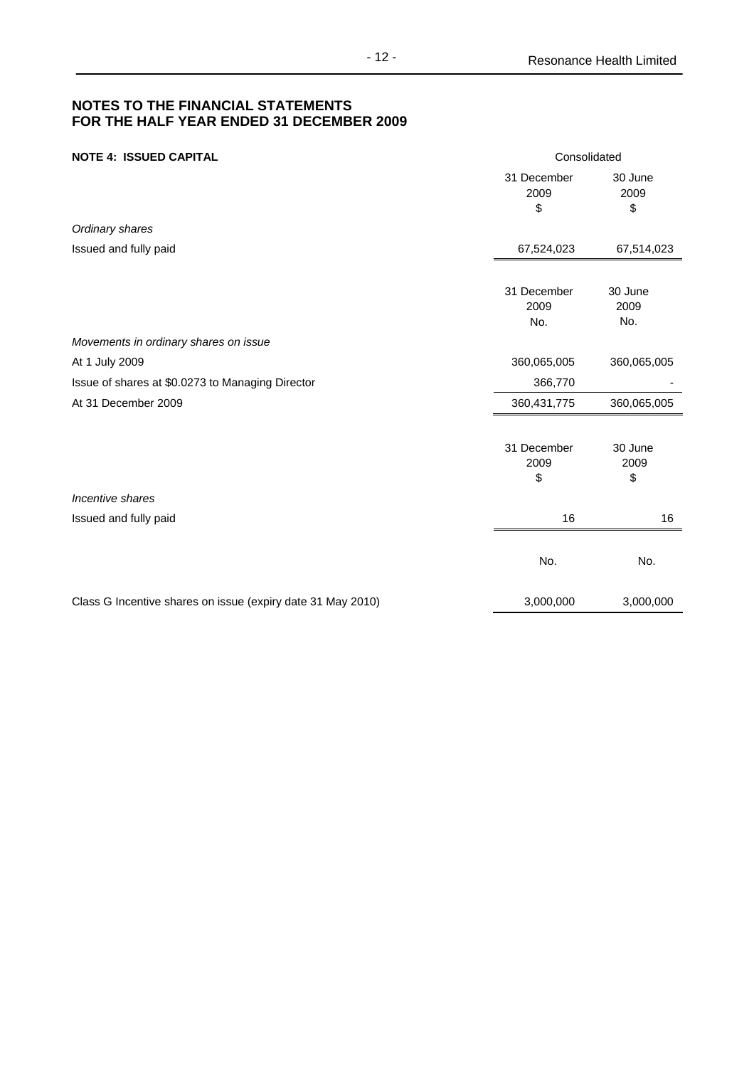## NOTES TO THE FINANCIAL STATEMENTS
## FOR THE HALF YEAR ENDED 31 DECEMBER 2009

**NOTE 4: ISSUED CAPITAL**

| | Consolidated | |
|---|---|---|
| | 31 December 2009 $ | 30 June 2009 $ |
| *Ordinary shares* | | |
| Issued and fully paid | 67,524,023 | 67,514,023 |

| | 31 December 2009 No. | 30 June 2009 No. |
|---|---|---|
| *Movements in ordinary shares on issue* | | |
| At 1 July 2009 | 360,065,005 | 360,065,005 |
| Issue of shares at $0.0273 to Managing Director | 366,770 | - |
| At 31 December 2009 | 360,431,775 | 360,065,005 |

| | 31 December 2009 $ | 30 June 2009 $ |
|---|---|---|
| *Incentive shares* | | |
| Issued and fully paid | 16 | 16 |
| | No. | No. |
| Class G Incentive shares on issue (expiry date 31 May 2010) | 3,000,000 | 3,000,000 |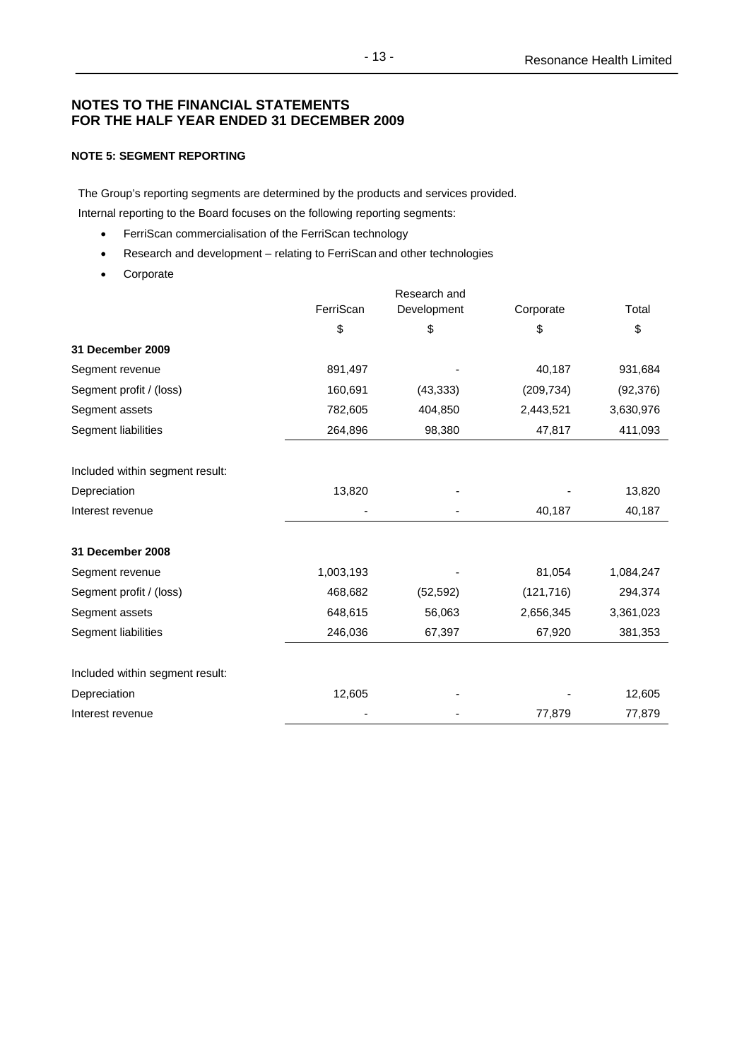## NOTES TO THE FINANCIAL STATEMENTS FOR THE HALF YEAR ENDED 31 DECEMBER 2009

### NOTE 5: SEGMENT REPORTING

The Group's reporting segments are determined by the products and services provided.

Internal reporting to the Board focuses on the following reporting segments:

- FerriScan commercialisation of the FerriScan technology
- Research and development – relating to FerriScan and other technologies
- Corporate

| | FerriScan | Research and Development | Corporate | Total |
|---|---|---|---|---|
| | $ | $ | $ | $ |
| **31 December 2009** | | | | |
| Segment revenue | 891,497 | - | 40,187 | 931,684 |
| Segment profit / (loss) | 160,691 | (43,333) | (209,734) | (92,376) |
| Segment assets | 782,605 | 404,850 | 2,443,521 | 3,630,976 |
| Segment liabilities | 264,896 | 98,380 | 47,817 | 411,093 |
| | | | | |
| Included within segment result: | | | | |
| Depreciation | 13,820 | - | - | 13,820 |
| Interest revenue | - | - | 40,187 | 40,187 |
| | | | | |
| **31 December 2008** | | | | |
| Segment revenue | 1,003,193 | - | 81,054 | 1,084,247 |
| Segment profit / (loss) | 468,682 | (52,592) | (121,716) | 294,374 |
| Segment assets | 648,615 | 56,063 | 2,656,345 | 3,361,023 |
| Segment liabilities | 246,036 | 67,397 | 67,920 | 381,353 |
| | | | | |
| Included within segment result: | | | | |
| Depreciation | 12,605 | - | - | 12,605 |
| Interest revenue | - | - | 77,879 | 77,879 |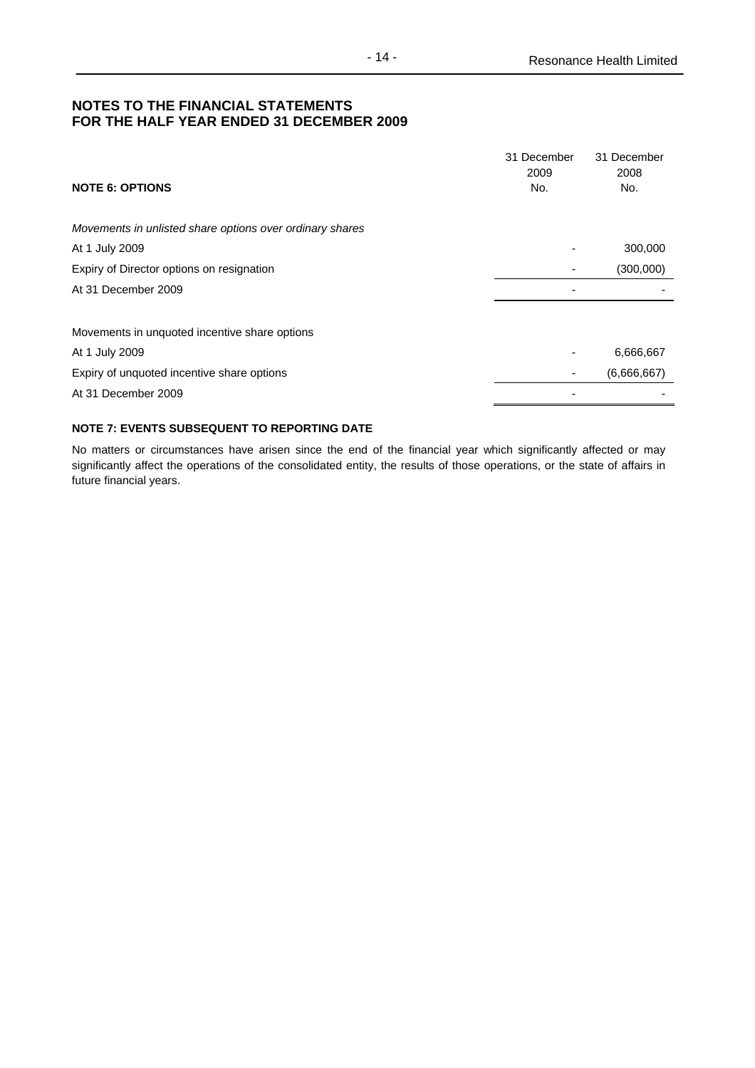## NOTES TO THE FINANCIAL STATEMENTS FOR THE HALF YEAR ENDED 31 DECEMBER 2009

| NOTE 6: OPTIONS | 31 December 2009 No. | 31 December 2008 No. |
|---|---|---|
| *Movements in unlisted share options over ordinary shares* | | |
| At 1 July 2009 | - | 300,000 |
| Expiry of Director options on resignation | - | (300,000) |
| At 31 December 2009 | - | - |
| | | |
| Movements in unquoted incentive share options | | |
| At 1 July 2009 | - | 6,666,667 |
| Expiry of unquoted incentive share options | - | (6,666,667) |
| At 31 December 2009 | - | - |

**NOTE 7: EVENTS SUBSEQUENT TO REPORTING DATE**

No matters or circumstances have arisen since the end of the financial year which significantly affected or may significantly affect the operations of the consolidated entity, the results of those operations, or the state of affairs in future financial years.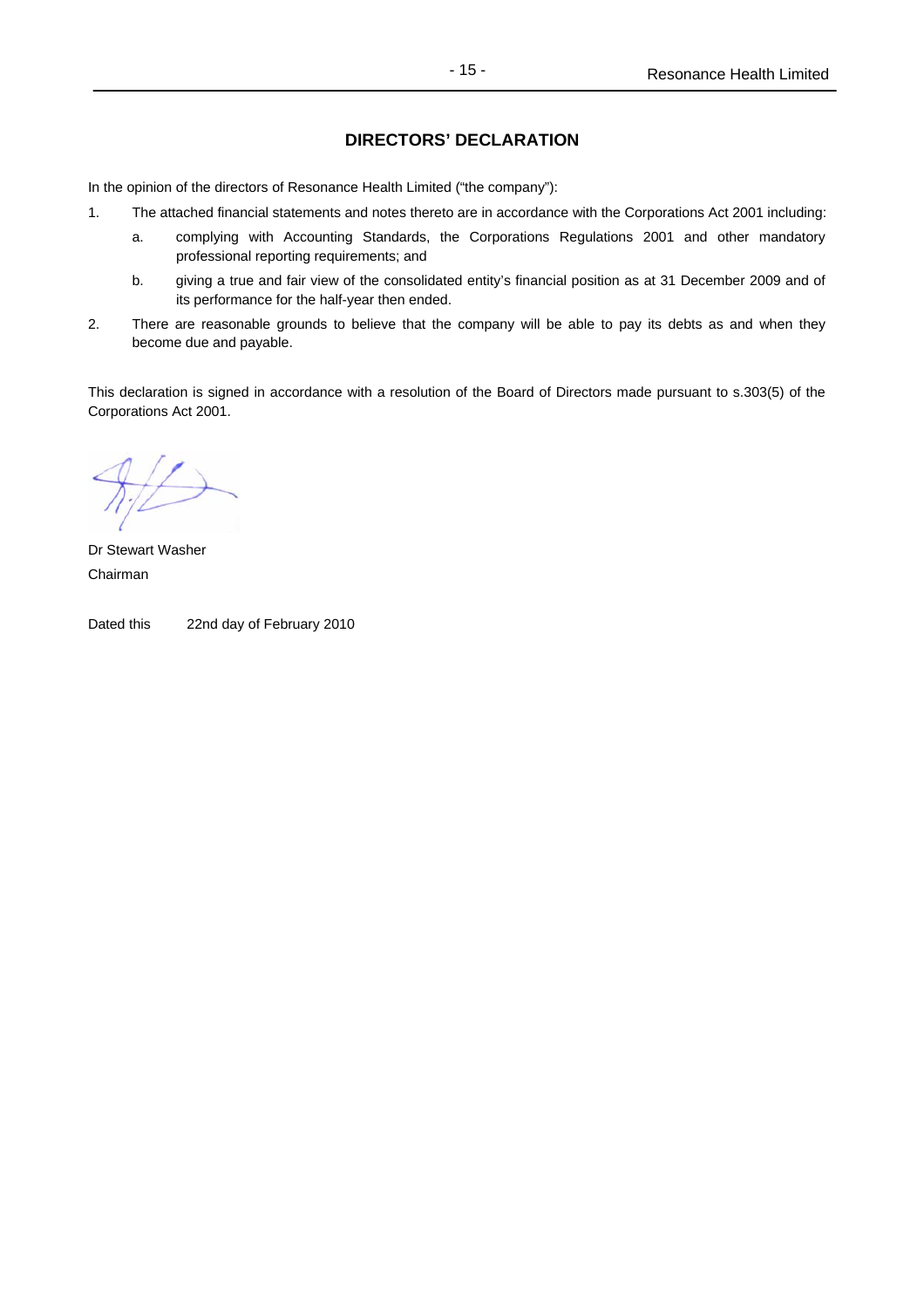## DIRECTORS' DECLARATION

In the opinion of the directors of Resonance Health Limited ("the company"):

1. The attached financial statements and notes thereto are in accordance with the Corporations Act 2001 including:
   a. complying with Accounting Standards, the Corporations Regulations 2001 and other mandatory professional reporting requirements; and
   b. giving a true and fair view of the consolidated entity's financial position as at 31 December 2009 and of its performance for the half-year then ended.
2. There are reasonable grounds to believe that the company will be able to pay its debts as and when they become due and payable.

This declaration is signed in accordance with a resolution of the Board of Directors made pursuant to s.303(5) of the Corporations Act 2001.

Dr Stewart Washer
Chairman

Dated this 22nd day of February 2010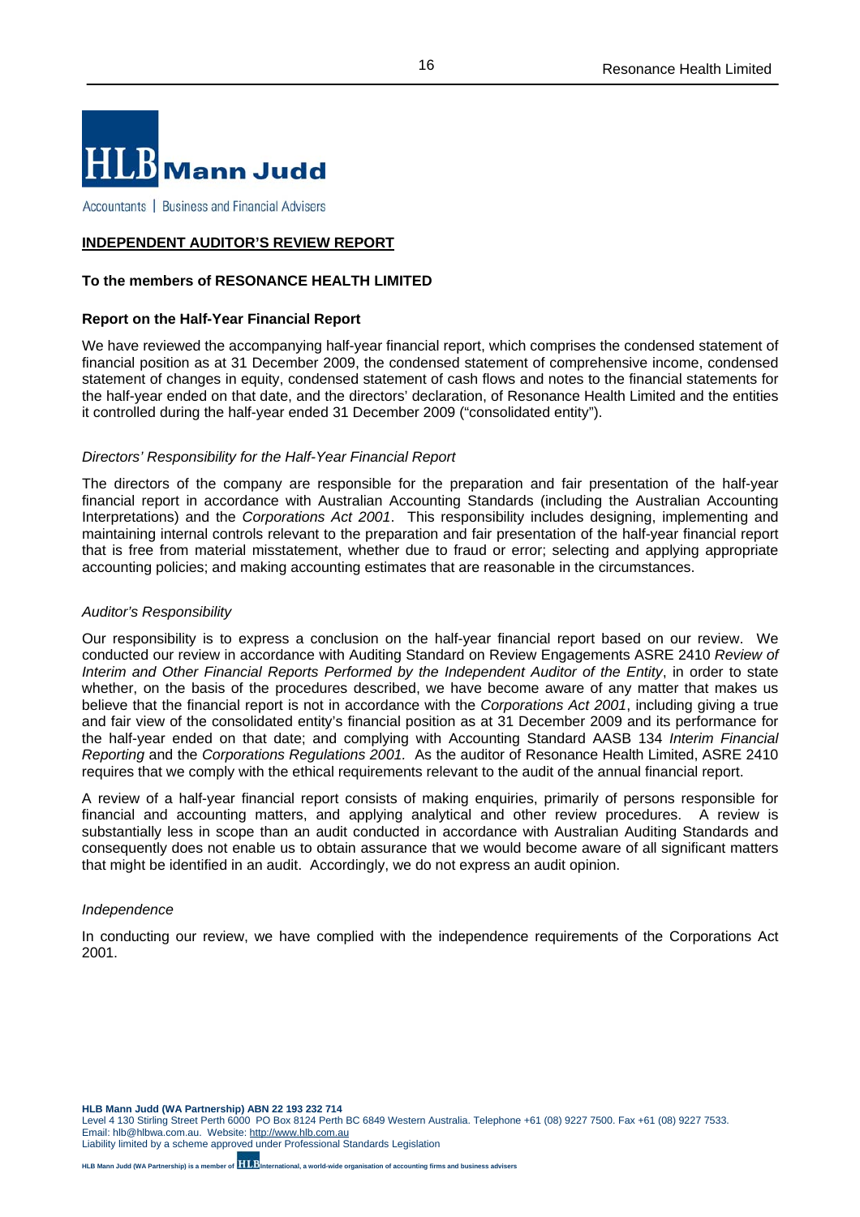HLB Mann Judd

Accountants | Business and Financial Advisers

## INDEPENDENT AUDITOR'S REVIEW REPORT

### To the members of RESONANCE HEALTH LIMITED

### Report on the Half-Year Financial Report

We have reviewed the accompanying half-year financial report, which comprises the condensed statement of financial position as at 31 December 2009, the condensed statement of comprehensive income, condensed statement of changes in equity, condensed statement of cash flows and notes to the financial statements for the half-year ended on that date, and the directors' declaration, of Resonance Health Limited and the entities it controlled during the half-year ended 31 December 2009 ("consolidated entity").

*Directors' Responsibility for the Half-Year Financial Report*

The directors of the company are responsible for the preparation and fair presentation of the half-year financial report in accordance with Australian Accounting Standards (including the Australian Accounting Interpretations) and the *Corporations Act 2001*. This responsibility includes designing, implementing and maintaining internal controls relevant to the preparation and fair presentation of the half-year financial report that is free from material misstatement, whether due to fraud or error; selecting and applying appropriate accounting policies; and making accounting estimates that are reasonable in the circumstances.

*Auditor's Responsibility*

Our responsibility is to express a conclusion on the half-year financial report based on our review. We conducted our review in accordance with Auditing Standard on Review Engagements ASRE 2410 *Review of Interim and Other Financial Reports Performed by the Independent Auditor of the Entity*, in order to state whether, on the basis of the procedures described, we have become aware of any matter that makes us believe that the financial report is not in accordance with the *Corporations Act 2001*, including giving a true and fair view of the consolidated entity's financial position as at 31 December 2009 and its performance for the half-year ended on that date; and complying with Accounting Standard AASB 134 *Interim Financial Reporting* and the *Corporations Regulations 2001.* As the auditor of Resonance Health Limited, ASRE 2410 requires that we comply with the ethical requirements relevant to the audit of the annual financial report.

A review of a half-year financial report consists of making enquiries, primarily of persons responsible for financial and accounting matters, and applying analytical and other review procedures. A review is substantially less in scope than an audit conducted in accordance with Australian Auditing Standards and consequently does not enable us to obtain assurance that we would become aware of all significant matters that might be identified in an audit. Accordingly, we do not express an audit opinion.

*Independence*

In conducting our review, we have complied with the independence requirements of the Corporations Act 2001.

**HLB Mann Judd (WA Partnership) ABN 22 193 232 714**
Level 4 130 Stirling Street Perth 6000 PO Box 8124 Perth BC 6849 Western Australia. Telephone +61 (08) 9227 7500. Fax +61 (08) 9227 7533.
Email: hlb@hlbwa.com.au. Website: http://www.hlb.com.au
Liability limited by a scheme approved under Professional Standards Legislation

HLB Mann Judd (WA Partnership) is a member of HLB International, a world-wide organisation of accounting firms and business advisers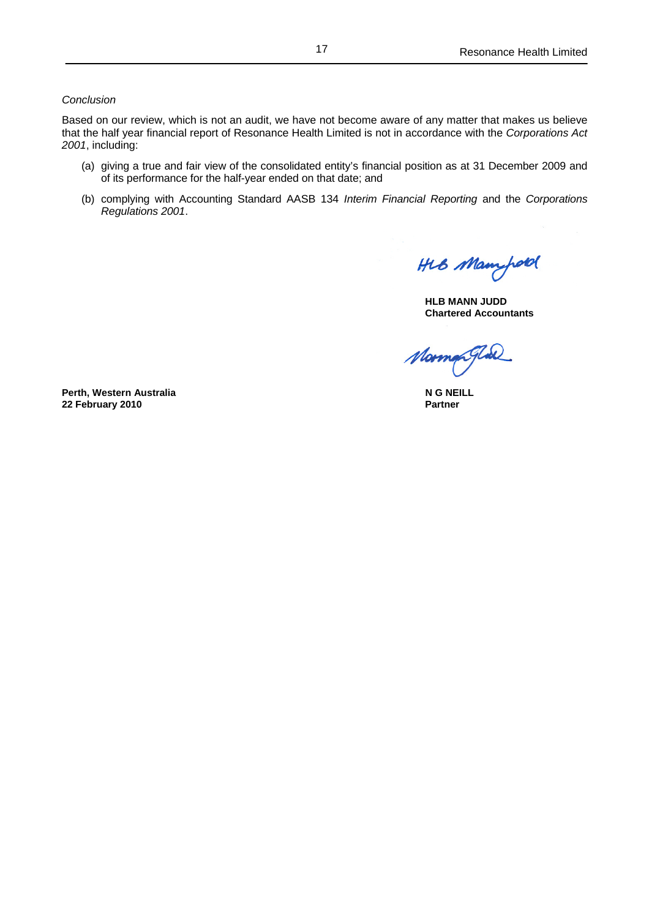*Conclusion*

Based on our review, which is not an audit, we have not become aware of any matter that makes us believe that the half year financial report of Resonance Health Limited is not in accordance with the *Corporations Act 2001*, including:

(a) giving a true and fair view of the consolidated entity's financial position as at 31 December 2009 and of its performance for the half-year ended on that date; and

(b) complying with Accounting Standard AASB 134 *Interim Financial Reporting* and the *Corporations Regulations 2001*.

**HLB MANN JUDD**
**Chartered Accountants**

**N G NEILL**
**Partner**

**Perth, Western Australia**
**22 February 2010**